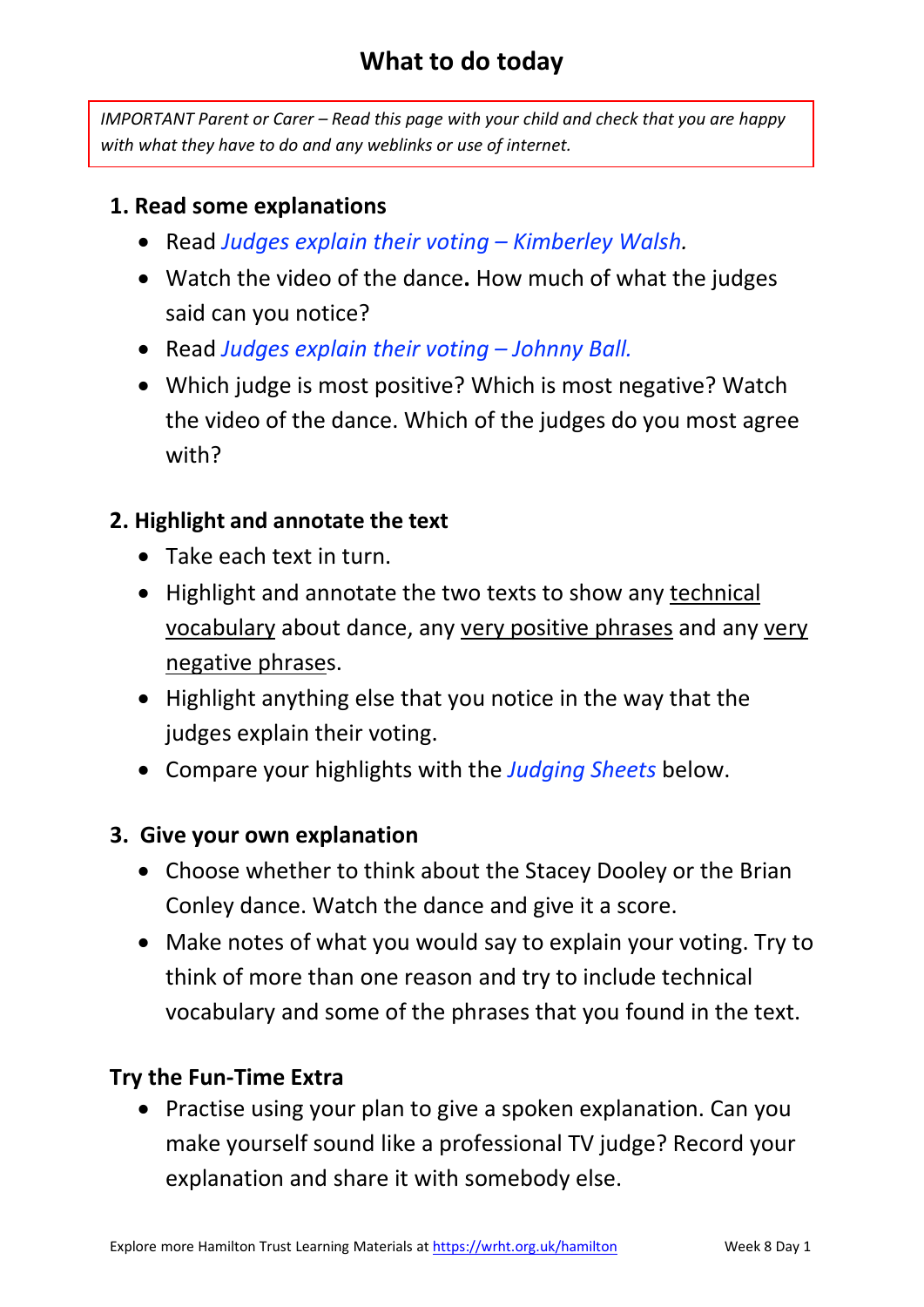# What to do today

*IMPORTANT Parent or Carer – Read this page with your child and check that you are happy with what they have to do and any weblinks or use of internet.*

## 1. Read some explanations

- Read *Judges explain their voting – Kimberley Walsh.*
- Watch the video of the dance. How much of what the judges said can you notice?
- Read *Judges explain their voting – Johnny Ball.*
- Which judge is most positive? Which is most negative? Watch the video of the dance. Which of the judges do you most agree with?

## 2. Highlight and annotate the text

- Take each text in turn.
- Highlight and annotate the two texts to show any <u>technical vocabulary</u> about dance, any <u>very positive phrases</u> and any <u>very negative phrases</u>.
- Highlight anything else that you notice in the way that the judges explain their voting.
- Compare your highlights with the *Judging Sheets* below.

## 3. Give your own explanation

- Choose whether to think about the Stacey Dooley or the Brian Conley dance. Watch the dance and give it a score.
- Make notes of what you would say to explain your voting. Try to think of more than one reason and try to include technical vocabulary and some of the phrases that you found in the text.

## Try the Fun-Time Extra

- Practise using your plan to give a spoken explanation. Can you make yourself sound like a professional TV judge? Record your explanation and share it with somebody else.

Explore more Hamilton Trust Learning Materials at https://wrht.org.uk/hamilton

Week 8 Day 1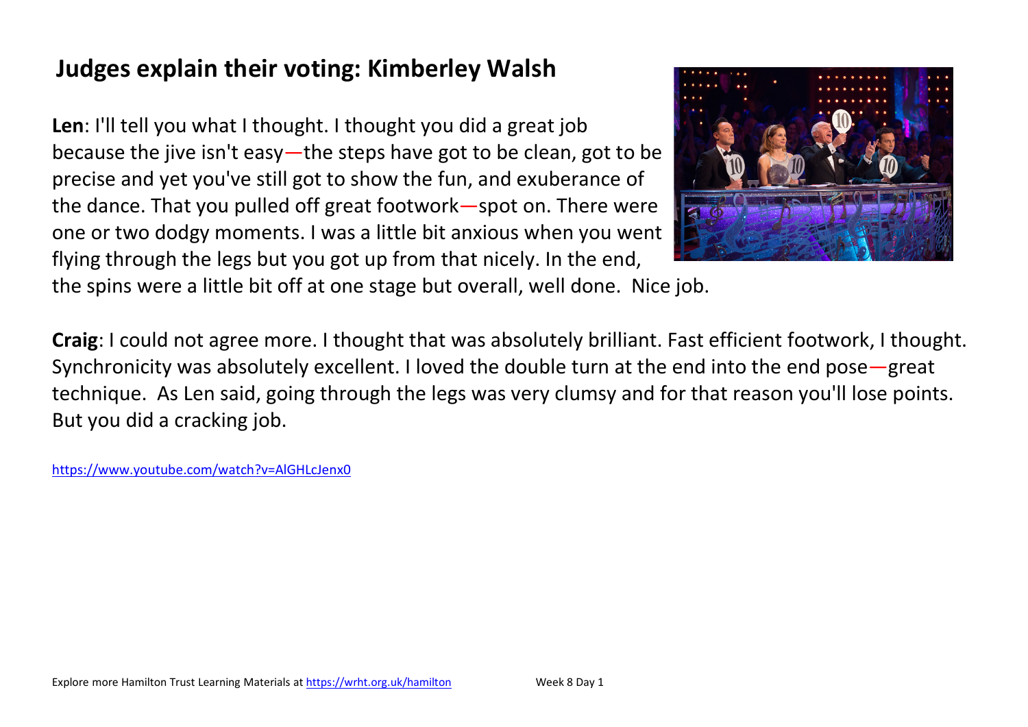# Judges explain their voting: Kimberley Walsh

**Len**: I'll tell you what I thought. I thought you did a great job because the jive isn't easy—the steps have got to be clean, got to be precise and yet you've still got to show the fun, and exuberance of the dance. That you pulled off great footwork—spot on. There were one or two dodgy moments. I was a little bit anxious when you went flying through the legs but you got up from that nicely. In the end, the spins were a little bit off at one stage but overall, well done. Nice job.

**Craig**: I could not agree more. I thought that was absolutely brilliant. Fast efficient footwork, I thought. Synchronicity was absolutely excellent. I loved the double turn at the end into the end pose—great technique. As Len said, going through the legs was very clumsy and for that reason you'll lose points. But you did a cracking job.

https://www.youtube.com/watch?v=AlGHLcJenx0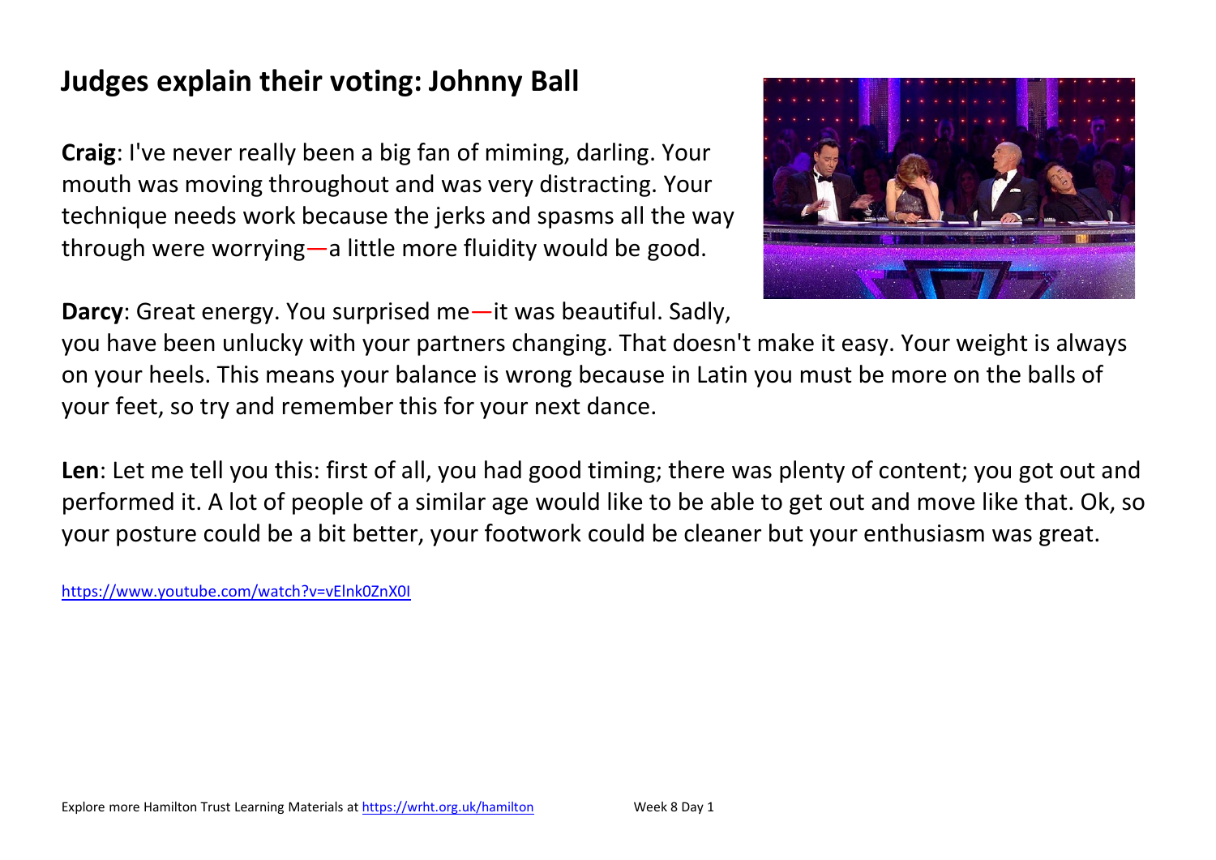# Judges explain their voting: Johnny Ball

**Craig**: I've never really been a big fan of miming, darling. Your mouth was moving throughout and was very distracting. Your technique needs work because the jerks and spasms all the way through were worrying—a little more fluidity would be good.

**Darcy**: Great energy. You surprised me—it was beautiful. Sadly, you have been unlucky with your partners changing. That doesn't make it easy. Your weight is always on your heels. This means your balance is wrong because in Latin you must be more on the balls of your feet, so try and remember this for your next dance.

**Len**: Let me tell you this: first of all, you had good timing; there was plenty of content; you got out and performed it. A lot of people of a similar age would like to be able to get out and move like that. Ok, so your posture could be a bit better, your footwork could be cleaner but your enthusiasm was great.

https://www.youtube.com/watch?v=vElnk0ZnX0I

Explore more Hamilton Trust Learning Materials at https://wrht.org.uk/hamilton Week 8 Day 1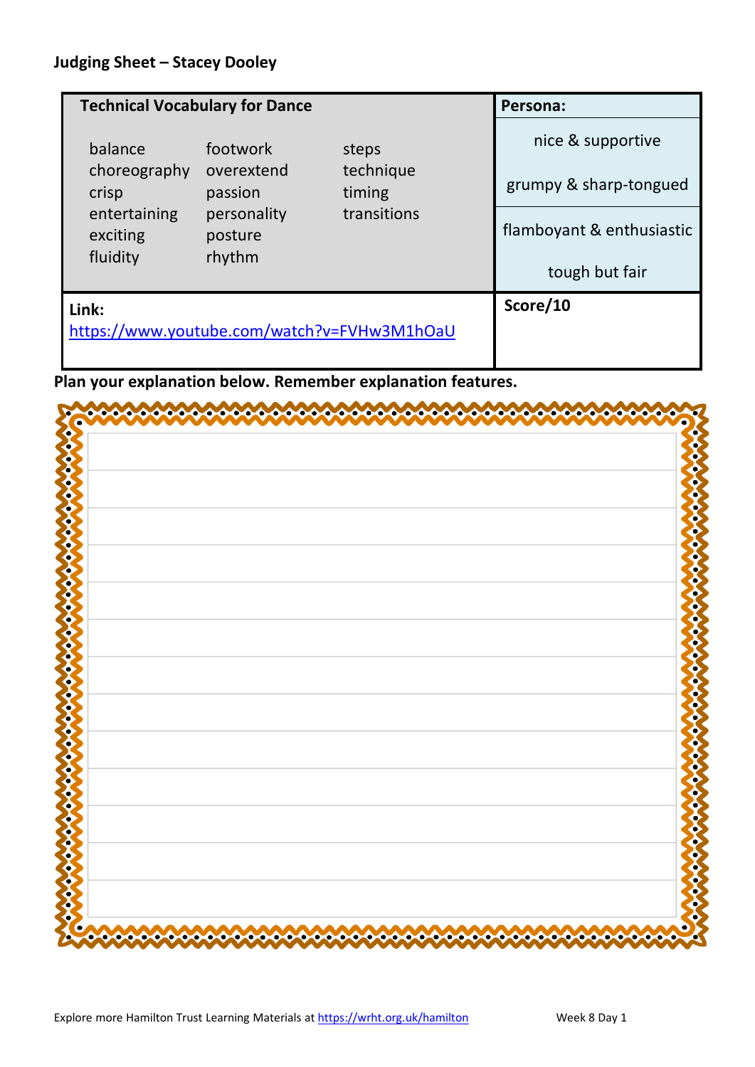**Judging Sheet – Stacey Dooley**

| Technical Vocabulary for Dance | | | Persona: |
|---|---|---|---|
| balance | footwork | steps | nice & supportive |
| choreography | overextend | technique | grumpy & sharp-tongued |
| crisp | passion | timing | flamboyant & enthusiastic |
| entertaining | personality | transitions | tough but fair |
| exciting | posture | | |
| fluidity | rhythm | | |
| **Link:** https://www.youtube.com/watch?v=FVHw3M1hOaU | | | **Score/10** |

**Plan your explanation below. Remember explanation features.**

Week 8 Day 1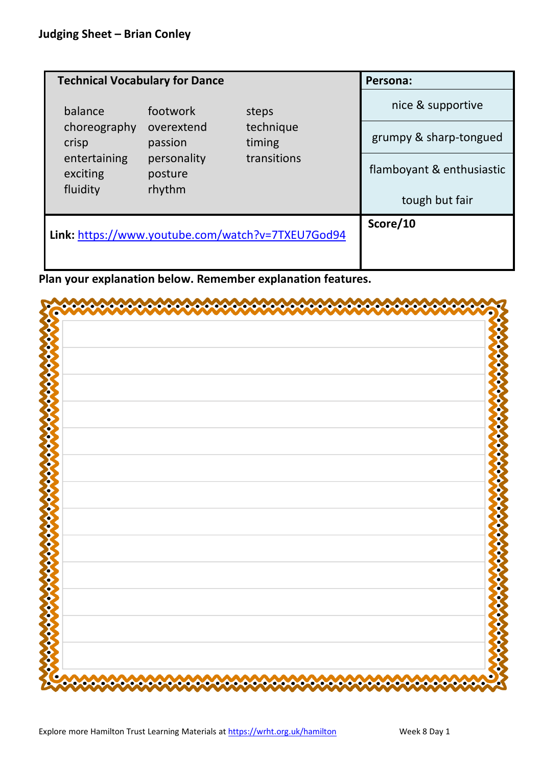**Judging Sheet – Brian Conley**

| Technical Vocabulary for Dance | | | Persona: |
|---|---|---|---|
| balance | footwork | steps | nice & supportive |
| choreography | overextend | technique | grumpy & sharp-tongued |
| crisp | passion | timing | flamboyant & enthusiastic |
| entertaining | personality | transitions | tough but fair |
| exciting | posture | | |
| fluidity | rhythm | | |
| **Link:** https://www.youtube.com/watch?v=7TXEU7God94 | | | **Score/10** |

**Plan your explanation below. Remember explanation features.**